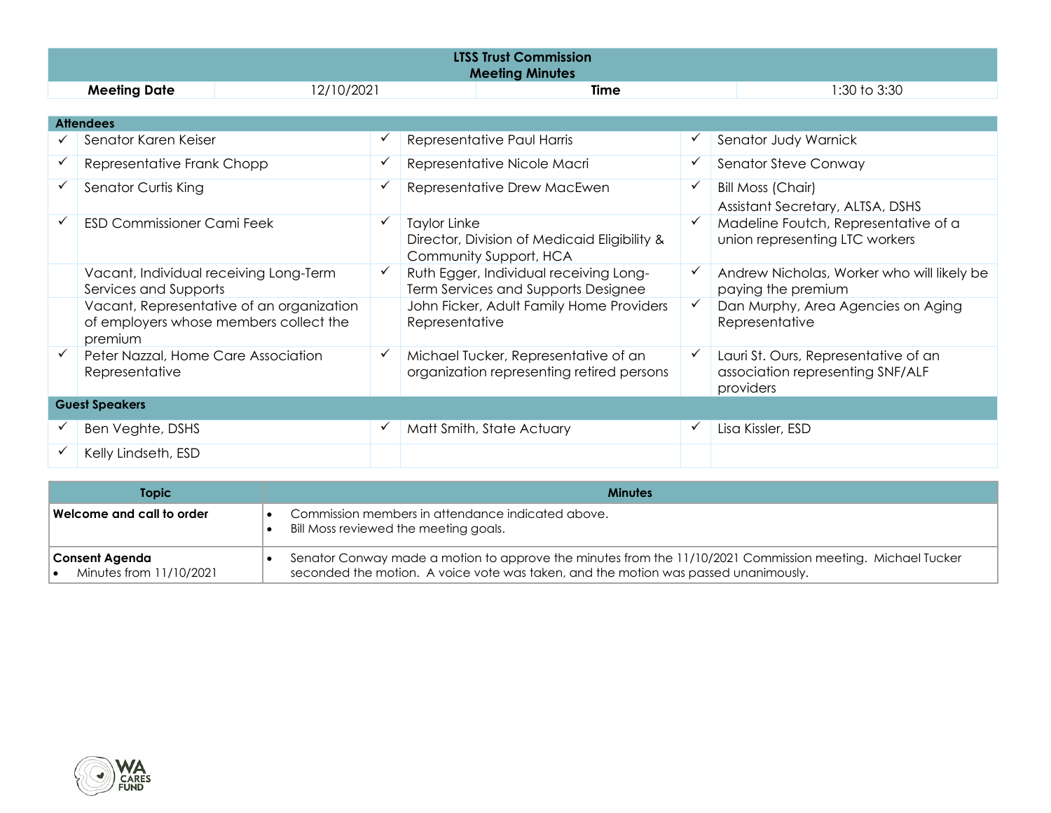# LTSS Trust Commission
## Meeting Minutes

| Meeting Date | 12/10/2021 | Time | 1:30 to 3:30 |
|---|---|---|---|

**Attendees**

| | | | | | |
|---|---|---|---|---|---|
| ✓ | Senator Karen Keiser | ✓ | Representative Paul Harris | ✓ | Senator Judy Warnick |
| ✓ | Representative Frank Chopp | ✓ | Representative Nicole Macri | ✓ | Senator Steve Conway |
| ✓ | Senator Curtis King | ✓ | Representative Drew MacEwen | ✓ | Bill Moss (Chair) Assistant Secretary, ALTSA, DSHS |
| ✓ | ESD Commissioner Cami Feek | ✓ | Taylor Linke Director, Division of Medicaid Eligibility & Community Support, HCA | ✓ | Madeline Foutch, Representative of a union representing LTC workers |
| | Vacant, Individual receiving Long-Term Services and Supports | ✓ | Ruth Egger, Individual receiving Long-Term Services and Supports Designee | ✓ | Andrew Nicholas, Worker who will likely be paying the premium |
| | Vacant, Representative of an organization of employers whose members collect the premium | | John Ficker, Adult Family Home Providers Representative | ✓ | Dan Murphy, Area Agencies on Aging Representative |
| ✓ | Peter Nazzal, Home Care Association Representative | ✓ | Michael Tucker, Representative of an organization representing retired persons | ✓ | Lauri St. Ours, Representative of an association representing SNF/ALF providers |

**Guest Speakers**

| | | | | | |
|---|---|---|---|---|---|
| ✓ | Ben Veghte, DSHS | ✓ | Matt Smith, State Actuary | ✓ | Lisa Kissler, ESD |
| ✓ | Kelly Lindseth, ESD | | | | |

| Topic | Minutes |
|---|---|
| **Welcome and call to order** | • Commission members in attendance indicated above. <br> • Bill Moss reviewed the meeting goals. |
| **Consent Agenda** <br> • Minutes from 11/10/2021 | • Senator Conway made a motion to approve the minutes from the 11/10/2021 Commission meeting. Michael Tucker seconded the motion. A voice vote was taken, and the motion was passed unanimously. |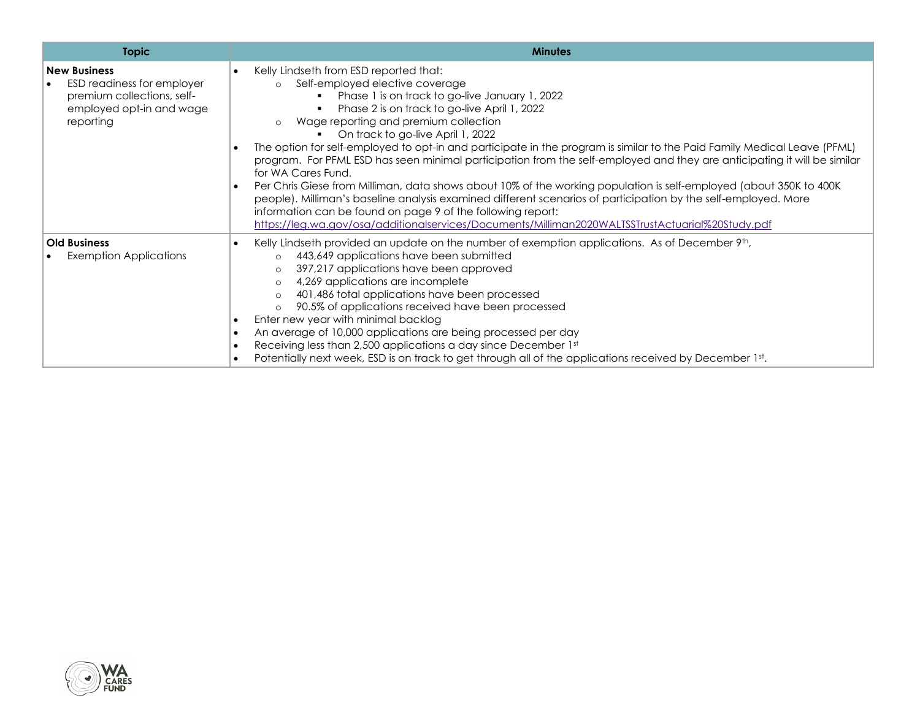| Topic | Minutes |
|---|---|
| **New Business**<br>• ESD readiness for employer premium collections, self-employed opt-in and wage reporting | • Kelly Lindseth from ESD reported that:<br>&nbsp;&nbsp;o Self-employed elective coverage<br>&nbsp;&nbsp;&nbsp;&nbsp;▪ Phase 1 is on track to go-live January 1, 2022<br>&nbsp;&nbsp;&nbsp;&nbsp;▪ Phase 2 is on track to go-live April 1, 2022<br>&nbsp;&nbsp;o Wage reporting and premium collection<br>&nbsp;&nbsp;&nbsp;&nbsp;▪ On track to go-live April 1, 2022<br>• The option for self-employed to opt-in and participate in the program is similar to the Paid Family Medical Leave (PFML) program. For PFML ESD has seen minimal participation from the self-employed and they are anticipating it will be similar for WA Cares Fund.<br>• Per Chris Giese from Milliman, data shows about 10% of the working population is self-employed (about 350K to 400K people). Milliman's baseline analysis examined different scenarios of participation by the self-employed. More information can be found on page 9 of the following report: https://leg.wa.gov/osa/additionalservices/Documents/Milliman2020WALTSSTrustActuarial%20Study.pdf |
| **Old Business**<br>• Exemption Applications | • Kelly Lindseth provided an update on the number of exemption applications. As of December 9th,<br>&nbsp;&nbsp;o 443,649 applications have been submitted<br>&nbsp;&nbsp;o 397,217 applications have been approved<br>&nbsp;&nbsp;o 4,269 applications are incomplete<br>&nbsp;&nbsp;o 401,486 total applications have been processed<br>&nbsp;&nbsp;o 90.5% of applications received have been processed<br>• Enter new year with minimal backlog<br>• An average of 10,000 applications are being processed per day<br>• Receiving less than 2,500 applications a day since December 1st<br>• Potentially next week, ESD is on track to get through all of the applications received by December 1st. |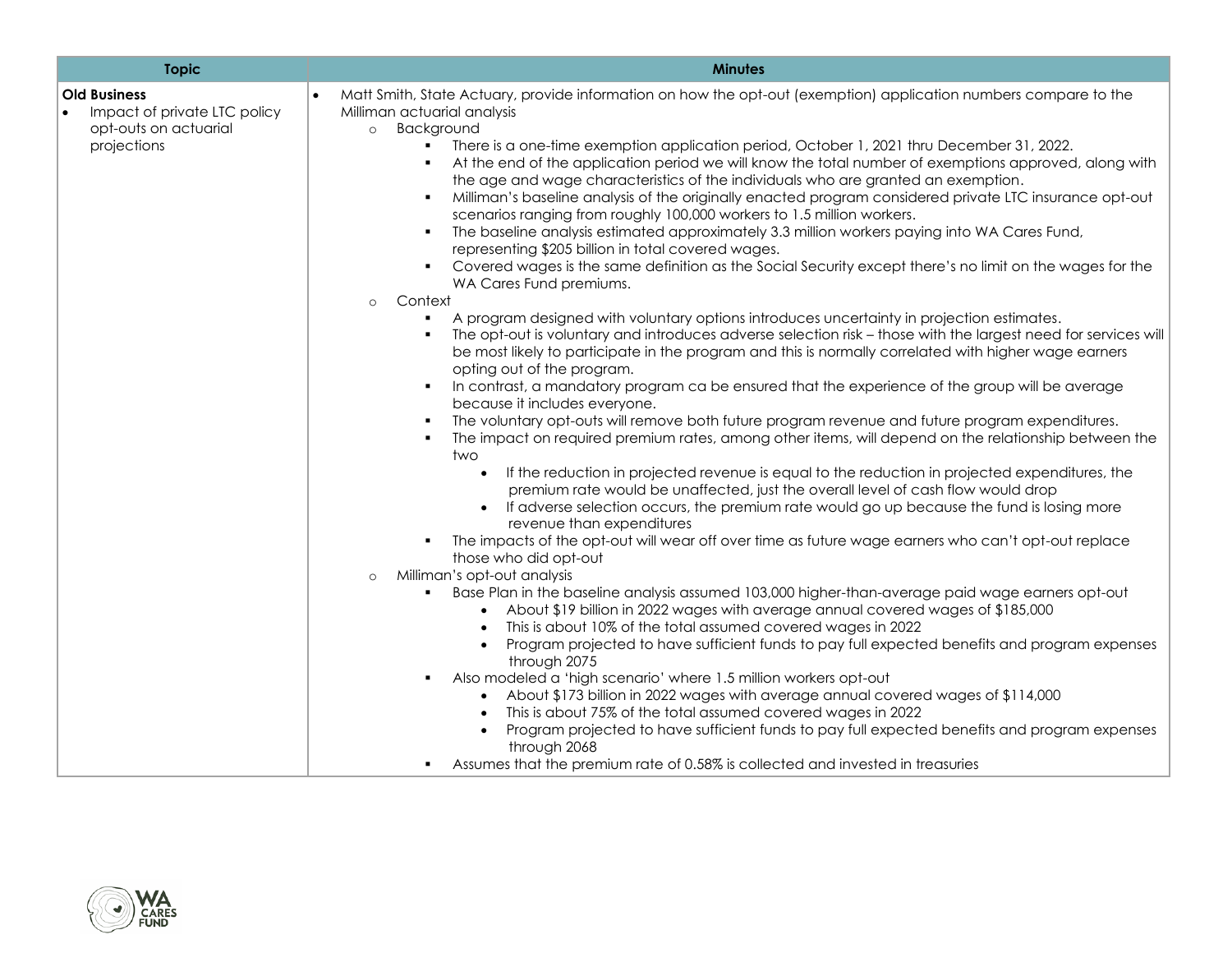| Topic | Minutes |
|---|---|
| **Old Business**<br>• Impact of private LTC policy opt-outs on actuarial projections | • Matt Smith, State Actuary, provide information on how the opt-out (exemption) application numbers compare to the Milliman actuarial analysis<br>&nbsp;&nbsp;○ Background<br>&nbsp;&nbsp;&nbsp;&nbsp;▪ There is a one-time exemption application period, October 1, 2021 thru December 31, 2022.<br>&nbsp;&nbsp;&nbsp;&nbsp;▪ At the end of the application period we will know the total number of exemptions approved, along with the age and wage characteristics of the individuals who are granted an exemption.<br>&nbsp;&nbsp;&nbsp;&nbsp;▪ Milliman's baseline analysis of the originally enacted program considered private LTC insurance opt-out scenarios ranging from roughly 100,000 workers to 1.5 million workers.<br>&nbsp;&nbsp;&nbsp;&nbsp;▪ The baseline analysis estimated approximately 3.3 million workers paying into WA Cares Fund, representing $205 billion in total covered wages.<br>&nbsp;&nbsp;&nbsp;&nbsp;▪ Covered wages is the same definition as the Social Security except there's no limit on the wages for the WA Cares Fund premiums.<br>&nbsp;&nbsp;○ Context<br>&nbsp;&nbsp;&nbsp;&nbsp;▪ A program designed with voluntary options introduces uncertainty in projection estimates.<br>&nbsp;&nbsp;&nbsp;&nbsp;▪ The opt-out is voluntary and introduces adverse selection risk – those with the largest need for services will be most likely to participate in the program and this is normally correlated with higher wage earners opting out of the program.<br>&nbsp;&nbsp;&nbsp;&nbsp;▪ In contrast, a mandatory program ca be ensured that the experience of the group will be average because it includes everyone.<br>&nbsp;&nbsp;&nbsp;&nbsp;▪ The voluntary opt-outs will remove both future program revenue and future program expenditures.<br>&nbsp;&nbsp;&nbsp;&nbsp;▪ The impact on required premium rates, among other items, will depend on the relationship between the two<br>&nbsp;&nbsp;&nbsp;&nbsp;&nbsp;&nbsp;• If the reduction in projected revenue is equal to the reduction in projected expenditures, the premium rate would be unaffected, just the overall level of cash flow would drop<br>&nbsp;&nbsp;&nbsp;&nbsp;&nbsp;&nbsp;• If adverse selection occurs, the premium rate would go up because the fund is losing more revenue than expenditures<br>&nbsp;&nbsp;&nbsp;&nbsp;▪ The impacts of the opt-out will wear off over time as future wage earners who can't opt-out replace those who did opt-out<br>&nbsp;&nbsp;○ Milliman's opt-out analysis<br>&nbsp;&nbsp;&nbsp;&nbsp;▪ Base Plan in the baseline analysis assumed 103,000 higher-than-average paid wage earners opt-out<br>&nbsp;&nbsp;&nbsp;&nbsp;&nbsp;&nbsp;• About $19 billion in 2022 wages with average annual covered wages of $185,000<br>&nbsp;&nbsp;&nbsp;&nbsp;&nbsp;&nbsp;• This is about 10% of the total assumed covered wages in 2022<br>&nbsp;&nbsp;&nbsp;&nbsp;&nbsp;&nbsp;• Program projected to have sufficient funds to pay full expected benefits and program expenses through 2075<br>&nbsp;&nbsp;&nbsp;&nbsp;▪ Also modeled a 'high scenario' where 1.5 million workers opt-out<br>&nbsp;&nbsp;&nbsp;&nbsp;&nbsp;&nbsp;• About $173 billion in 2022 wages with average annual covered wages of $114,000<br>&nbsp;&nbsp;&nbsp;&nbsp;&nbsp;&nbsp;• This is about 75% of the total assumed covered wages in 2022<br>&nbsp;&nbsp;&nbsp;&nbsp;&nbsp;&nbsp;• Program projected to have sufficient funds to pay full expected benefits and program expenses through 2068<br>&nbsp;&nbsp;&nbsp;&nbsp;▪ Assumes that the premium rate of 0.58% is collected and invested in treasuries |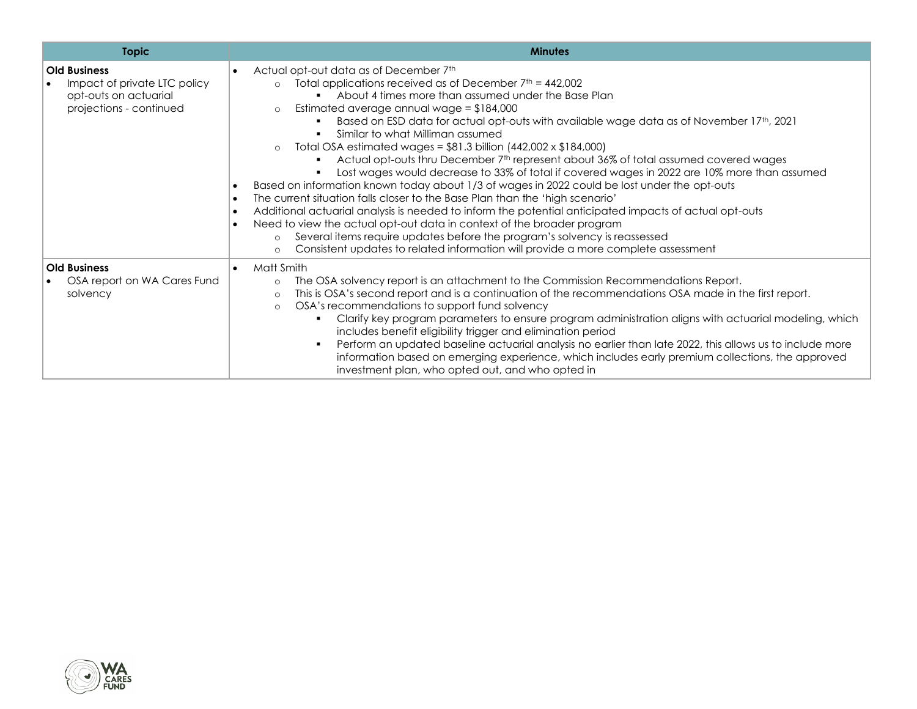| Topic | Minutes |
| --- | --- |
| **Old Business**<br>• Impact of private LTC policy opt-outs on actuarial projections - continued | • Actual opt-out data as of December 7th<br>  ○ Total applications received as of December 7th = 442,002<br>    ▪ About 4 times more than assumed under the Base Plan<br>  ○ Estimated average annual wage = $184,000<br>    ▪ Based on ESD data for actual opt-outs with available wage data as of November 17th, 2021<br>    ▪ Similar to what Milliman assumed<br>  ○ Total OSA estimated wages = $81.3 billion (442,002 x $184,000)<br>    ▪ Actual opt-outs thru December 7th represent about 36% of total assumed covered wages<br>    ▪ Lost wages would decrease to 33% of total if covered wages in 2022 are 10% more than assumed<br>• Based on information known today about 1/3 of wages in 2022 could be lost under the opt-outs<br>• The current situation falls closer to the Base Plan than the 'high scenario'<br>• Additional actuarial analysis is needed to inform the potential anticipated impacts of actual opt-outs<br>• Need to view the actual opt-out data in context of the broader program<br>  ○ Several items require updates before the program's solvency is reassessed<br>  ○ Consistent updates to related information will provide a more complete assessment |
| **Old Business**<br>• OSA report on WA Cares Fund solvency | • Matt Smith<br>  ○ The OSA solvency report is an attachment to the Commission Recommendations Report.<br>  ○ This is OSA's second report and is a continuation of the recommendations OSA made in the first report.<br>  ○ OSA's recommendations to support fund solvency<br>    ▪ Clarify key program parameters to ensure program administration aligns with actuarial modeling, which includes benefit eligibility trigger and elimination period<br>    ▪ Perform an updated baseline actuarial analysis no earlier than late 2022, this allows us to include more information based on emerging experience, which includes early premium collections, the approved investment plan, who opted out, and who opted in |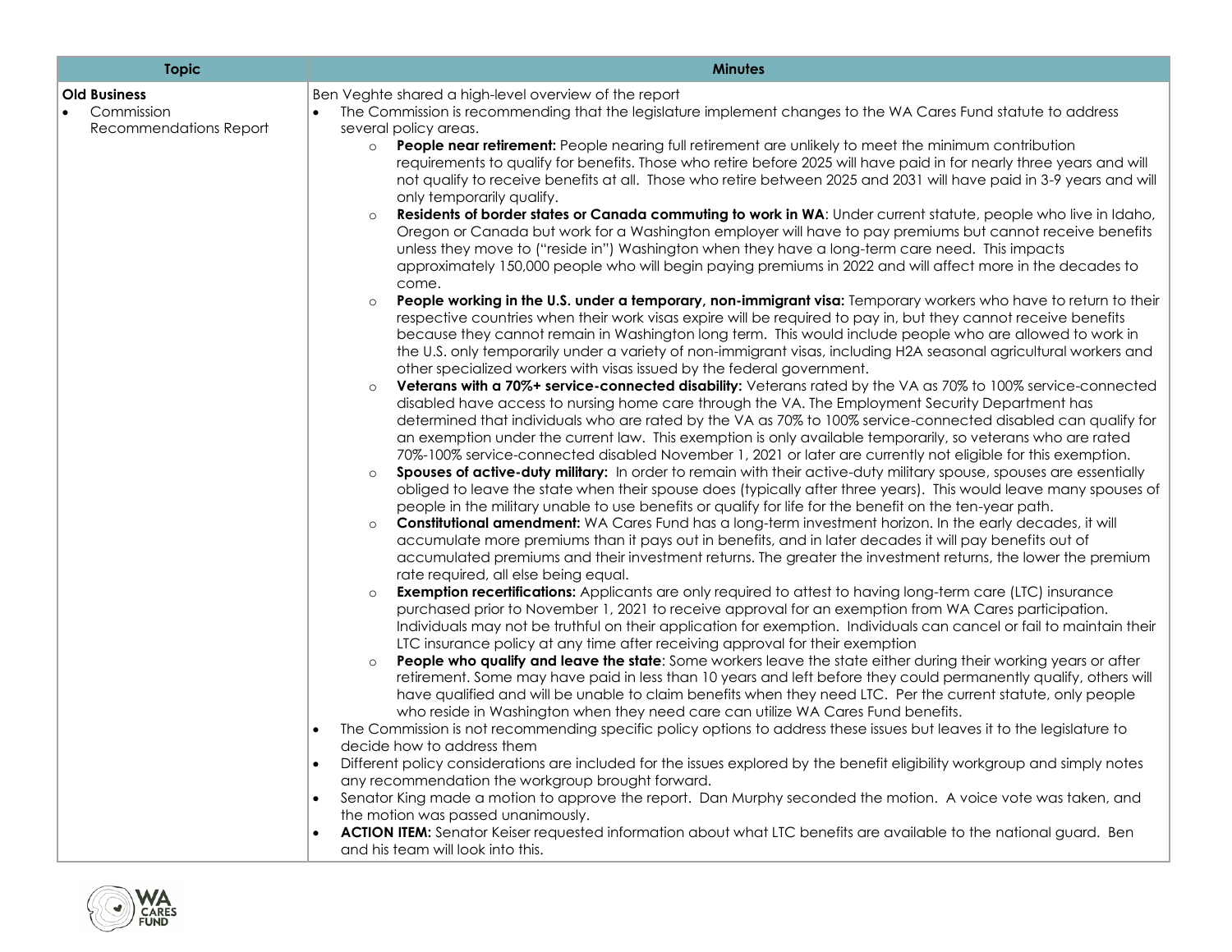| Topic | Minutes |
|---|---|
| **Old Business**<br>• Commission Recommendations Report | Ben Veghte shared a high-level overview of the report<br>• The Commission is recommending that the legislature implement changes to the WA Cares Fund statute to address several policy areas.<br>  ○ **People near retirement:** People nearing full retirement are unlikely to meet the minimum contribution requirements to qualify for benefits. Those who retire before 2025 will have paid in for nearly three years and will not qualify to receive benefits at all. Those who retire between 2025 and 2031 will have paid in 3-9 years and will only temporarily qualify.<br>  ○ **Residents of border states or Canada commuting to work in WA**: Under current statute, people who live in Idaho, Oregon or Canada but work for a Washington employer will have to pay premiums but cannot receive benefits unless they move to ("reside in") Washington when they have a long-term care need. This impacts approximately 150,000 people who will begin paying premiums in 2022 and will affect more in the decades to come.<br>  ○ **People working in the U.S. under a temporary, non-immigrant visa:** Temporary workers who have to return to their respective countries when their work visas expire will be required to pay in, but they cannot receive benefits because they cannot remain in Washington long term. This would include people who are allowed to work in the U.S. only temporarily under a variety of non-immigrant visas, including H2A seasonal agricultural workers and other specialized workers with visas issued by the federal government.<br>  ○ **Veterans with a 70%+ service-connected disability:** Veterans rated by the VA as 70% to 100% service-connected disabled have access to nursing home care through the VA. The Employment Security Department has determined that individuals who are rated by the VA as 70% to 100% service-connected disabled can qualify for an exemption under the current law. This exemption is only available temporarily, so veterans who are rated 70%-100% service-connected disabled November 1, 2021 or later are currently not eligible for this exemption.<br>  ○ **Spouses of active-duty military:** In order to remain with their active-duty military spouse, spouses are essentially obliged to leave the state when their spouse does (typically after three years). This would leave many spouses of people in the military unable to use benefits or qualify for life for the benefit on the ten-year path.<br>  ○ **Constitutional amendment:** WA Cares Fund has a long-term investment horizon. In the early decades, it will accumulate more premiums than it pays out in benefits, and in later decades it will pay benefits out of accumulated premiums and their investment returns. The greater the investment returns, the lower the premium rate required, all else being equal.<br>  ○ **Exemption recertifications:** Applicants are only required to attest to having long-term care (LTC) insurance purchased prior to November 1, 2021 to receive approval for an exemption from WA Cares participation. Individuals may not be truthful on their application for exemption. Individuals can cancel or fail to maintain their LTC insurance policy at any time after receiving approval for their exemption<br>  ○ **People who qualify and leave the state**: Some workers leave the state either during their working years or after retirement. Some may have paid in less than 10 years and left before they could permanently qualify, others will have qualified and will be unable to claim benefits when they need LTC. Per the current statute, only people who reside in Washington when they need care can utilize WA Cares Fund benefits.<br>• The Commission is not recommending specific policy options to address these issues but leaves it to the legislature to decide how to address them<br>• Different policy considerations are included for the issues explored by the benefit eligibility workgroup and simply notes any recommendation the workgroup brought forward.<br>• Senator King made a motion to approve the report. Dan Murphy seconded the motion. A voice vote was taken, and the motion was passed unanimously.<br>• **ACTION ITEM:** Senator Keiser requested information about what LTC benefits are available to the national guard. Ben and his team will look into this. |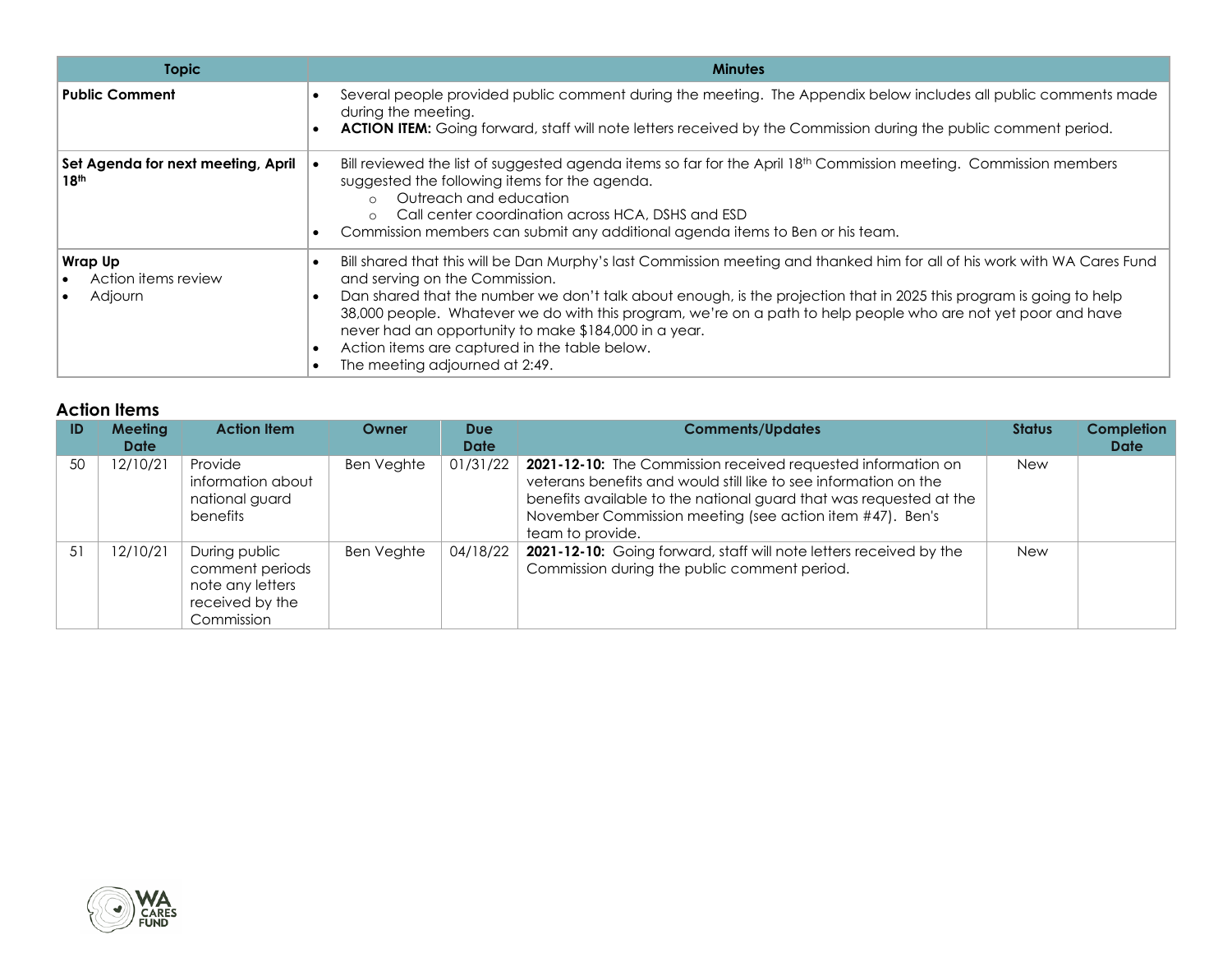| Topic | Minutes |
|---|---|
| **Public Comment** | • Several people provided public comment during the meeting. The Appendix below includes all public comments made during the meeting.<br>• **ACTION ITEM:** Going forward, staff will note letters received by the Commission during the public comment period. |
| **Set Agenda for next meeting, April 18th** | • Bill reviewed the list of suggested agenda items so far for the April 18th Commission meeting. Commission members suggested the following items for the agenda.<br>  ○ Outreach and education<br>  ○ Call center coordination across HCA, DSHS and ESD<br>• Commission members can submit any additional agenda items to Ben or his team. |
| **Wrap Up**<br>• Action items review<br>• Adjourn | • Bill shared that this will be Dan Murphy's last Commission meeting and thanked him for all of his work with WA Cares Fund and serving on the Commission.<br>• Dan shared that the number we don't talk about enough, is the projection that in 2025 this program is going to help 38,000 people. Whatever we do with this program, we're on a path to help people who are not yet poor and have never had an opportunity to make $184,000 in a year.<br>• Action items are captured in the table below.<br>• The meeting adjourned at 2:49. |

## Action Items

| ID | Meeting Date | Action Item | Owner | Due Date | Comments/Updates | Status | Completion Date |
|---|---|---|---|---|---|---|---|
| 50 | 12/10/21 | Provide information about national guard benefits | Ben Veghte | 01/31/22 | **2021-12-10:** The Commission received requested information on veterans benefits and would still like to see information on the benefits available to the national guard that was requested at the November Commission meeting (see action item #47). Ben's team to provide. | New | |
| 51 | 12/10/21 | During public comment periods note any letters received by the Commission | Ben Veghte | 04/18/22 | **2021-12-10:** Going forward, staff will note letters received by the Commission during the public comment period. | New | |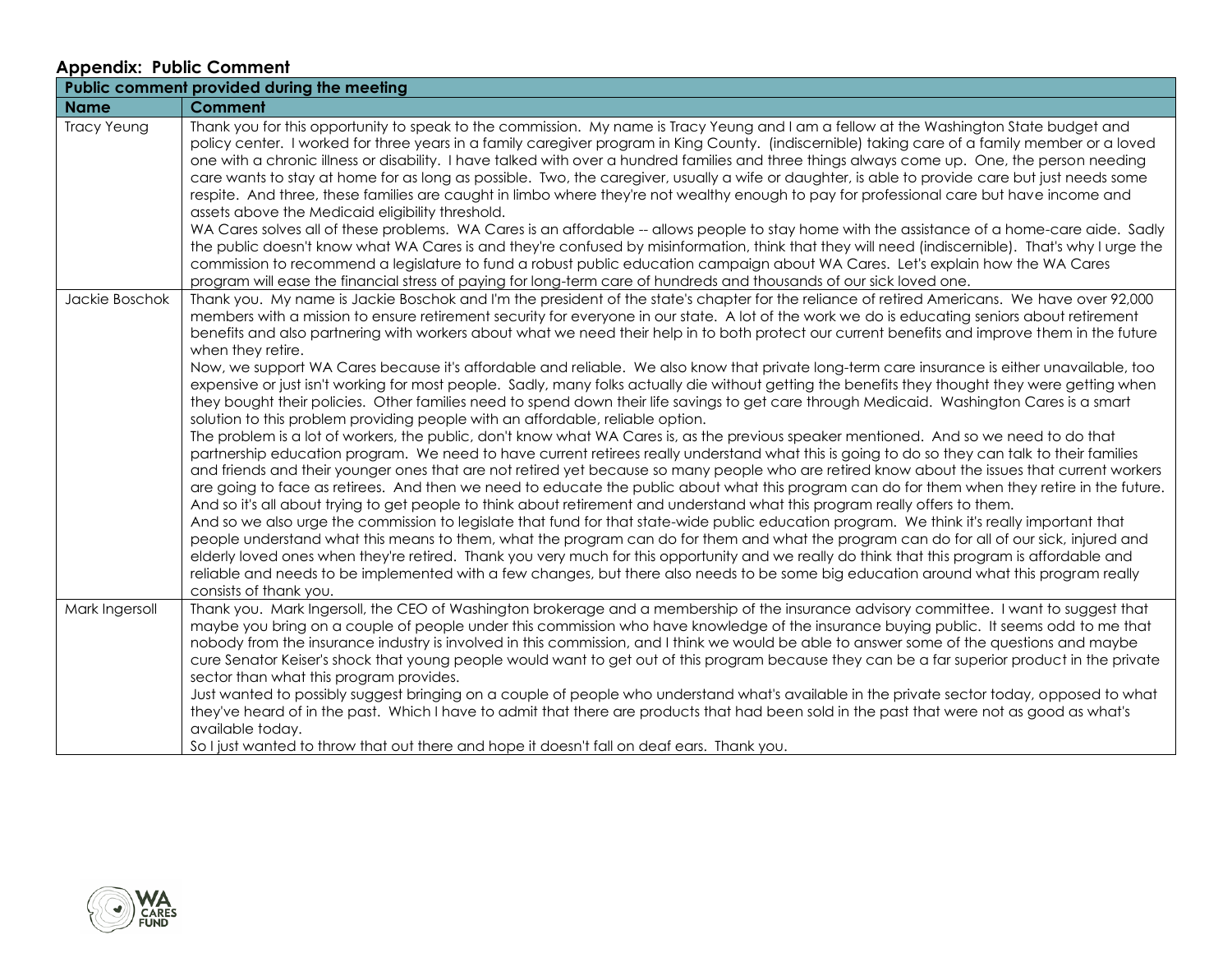## Appendix: Public Comment

| Public comment provided during the meeting | |
|---|---|
| **Name** | **Comment** |
| Tracy Yeung | Thank you for this opportunity to speak to the commission. My name is Tracy Yeung and I am a fellow at the Washington State budget and policy center. I worked for three years in a family caregiver program in King County. (indiscernible) taking care of a family member or a loved one with a chronic illness or disability. I have talked with over a hundred families and three things always come up. One, the person needing care wants to stay at home for as long as possible. Two, the caregiver, usually a wife or daughter, is able to provide care but just needs some respite. And three, these families are caught in limbo where they're not wealthy enough to pay for professional care but have income and assets above the Medicaid eligibility threshold.<br>WA Cares solves all of these problems. WA Cares is an affordable -- allows people to stay home with the assistance of a home-care aide. Sadly the public doesn't know what WA Cares is and they're confused by misinformation, think that they will need (indiscernible). That's why I urge the commission to recommend a legislature to fund a robust public education campaign about WA Cares. Let's explain how the WA Cares program will ease the financial stress of paying for long-term care of hundreds and thousands of our sick loved one. |
| Jackie Boschok | Thank you. My name is Jackie Boschok and I'm the president of the state's chapter for the reliance of retired Americans. We have over 92,000 members with a mission to ensure retirement security for everyone in our state. A lot of the work we do is educating seniors about retirement benefits and also partnering with workers about what we need their help in to both protect our current benefits and improve them in the future when they retire.<br>Now, we support WA Cares because it's affordable and reliable. We also know that private long-term care insurance is either unavailable, too expensive or just isn't working for most people. Sadly, many folks actually die without getting the benefits they thought they were getting when they bought their policies. Other families need to spend down their life savings to get care through Medicaid. Washington Cares is a smart solution to this problem providing people with an affordable, reliable option.<br>The problem is a lot of workers, the public, don't know what WA Cares is, as the previous speaker mentioned. And so we need to do that partnership education program. We need to have current retirees really understand what this is going to do so they can talk to their families and friends and their younger ones that are not retired yet because so many people who are retired know about the issues that current workers are going to face as retirees. And then we need to educate the public about what this program can do for them when they retire in the future. And so it's all about trying to get people to think about retirement and understand what this program really offers to them.<br>And so we also urge the commission to legislate that fund for that state-wide public education program. We think it's really important that people understand what this means to them, what the program can do for them and what the program can do for all of our sick, injured and elderly loved ones when they're retired. Thank you very much for this opportunity and we really do think that this program is affordable and reliable and needs to be implemented with a few changes, but there also needs to be some big education around what this program really consists of thank you. |
| Mark Ingersoll | Thank you. Mark Ingersoll, the CEO of Washington brokerage and a membership of the insurance advisory committee. I want to suggest that maybe you bring on a couple of people under this commission who have knowledge of the insurance buying public. It seems odd to me that nobody from the insurance industry is involved in this commission, and I think we would be able to answer some of the questions and maybe cure Senator Keiser's shock that young people would want to get out of this program because they can be a far superior product in the private sector than what this program provides.<br>Just wanted to possibly suggest bringing on a couple of people who understand what's available in the private sector today, opposed to what they've heard of in the past. Which I have to admit that there are products that had been sold in the past that were not as good as what's available today.<br>So I just wanted to throw that out there and hope it doesn't fall on deaf ears. Thank you. |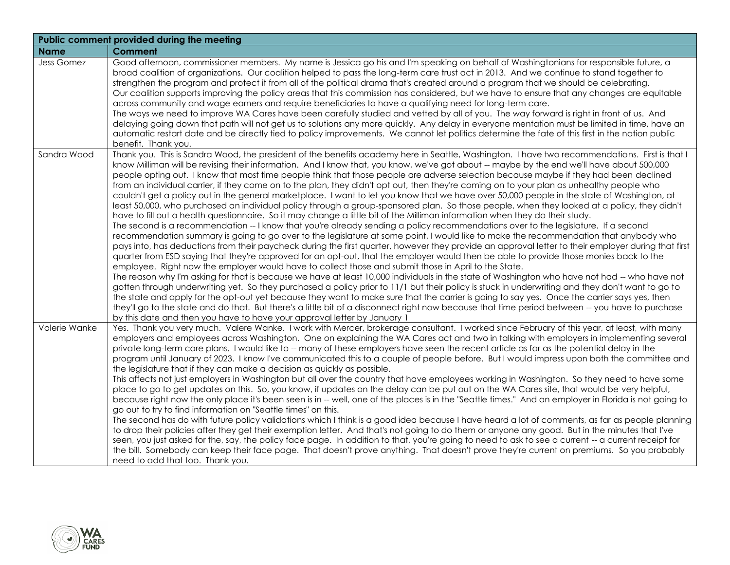| Public comment provided during the meeting | |
|---|---|
| **Name** | **Comment** |
| Jess Gomez | Good afternoon, commissioner members. My name is Jessica go his and I'm speaking on behalf of Washingtonians for responsible future, a broad coalition of organizations. Our coalition helped to pass the long-term care trust act in 2013. And we continue to stand together to strengthen the program and protect it from all of the political drama that's created around a program that we should be celebrating.<br>Our coalition supports improving the policy areas that this commission has considered, but we have to ensure that any changes are equitable across community and wage earners and require beneficiaries to have a qualifying need for long-term care.<br>The ways we need to improve WA Cares have been carefully studied and vetted by all of you. The way forward is right in front of us. And delaying going down that path will not get us to solutions any more quickly. Any delay in everyone mentation must be limited in time, have an automatic restart date and be directly tied to policy improvements. We cannot let politics determine the fate of this first in the nation public benefit. Thank you. |
| Sandra Wood | Thank you. This is Sandra Wood, the president of the benefits academy here in Seattle, Washington. I have two recommendations. First is that I know Milliman will be revising their information. And I know that, you know, we've got about -- maybe by the end we'll have about 500,000 people opting out. I know that most time people think that those people are adverse selection because maybe if they had been declined from an individual carrier, if they come on to the plan, they didn't opt out, then they're coming on to your plan as unhealthy people who couldn't get a policy out in the general marketplace. I want to let you know that we have over 50,000 people in the state of Washington, at least 50,000, who purchased an individual policy through a group-sponsored plan. So those people, when they looked at a policy, they didn't have to fill out a health questionnaire. So it may change a little bit of the Milliman information when they do their study.<br>The second is a recommendation -- I know that you're already sending a policy recommendations over to the legislature. If a second recommendation summary is going to go over to the legislature at some point, I would like to make the recommendation that anybody who pays into, has deductions from their paycheck during the first quarter, however they provide an approval letter to their employer during that first quarter from ESD saying that they're approved for an opt-out, that the employer would then be able to provide those monies back to the employee. Right now the employer would have to collect those and submit those in April to the State.<br>The reason why I'm asking for that is because we have at least 10,000 individuals in the state of Washington who have not had -- who have not gotten through underwriting yet. So they purchased a policy prior to 11/1 but their policy is stuck in underwriting and they don't want to go to the state and apply for the opt-out yet because they want to make sure that the carrier is going to say yes. Once the carrier says yes, then they'll go to the state and do that. But there's a little bit of a disconnect right now because that time period between -- you have to purchase by this date and then you have to have your approval letter by January 1 |
| Valerie Wanke | Yes. Thank you very much. Valere Wanke. I work with Mercer, brokerage consultant. I worked since February of this year, at least, with many employers and employees across Washington. One on explaining the WA Cares act and two in talking with employers in implementing several private long-term care plans. I would like to -- many of these employers have seen the recent article as far as the potential delay in the program until January of 2023. I know I've communicated this to a couple of people before. But I would impress upon both the committee and the legislature that if they can make a decision as quickly as possible.<br>This affects not just employers in Washington but all over the country that have employees working in Washington. So they need to have some place to go to get updates on this. So, you know, if updates on the delay can be put out on the WA Cares site, that would be very helpful, because right now the only place it's been seen is in -- well, one of the places is in the "Seattle times." And an employer in Florida is not going to go out to try to find information on "Seattle times" on this.<br>The second has do with future policy validations which I think is a good idea because I have heard a lot of comments, as far as people planning to drop their policies after they get their exemption letter. And that's not going to do them or anyone any good. But in the minutes that I've seen, you just asked for the, say, the policy face page. In addition to that, you're going to need to ask to see a current -- a current receipt for the bill. Somebody can keep their face page. That doesn't prove anything. That doesn't prove they're current on premiums. So you probably need to add that too. Thank you. |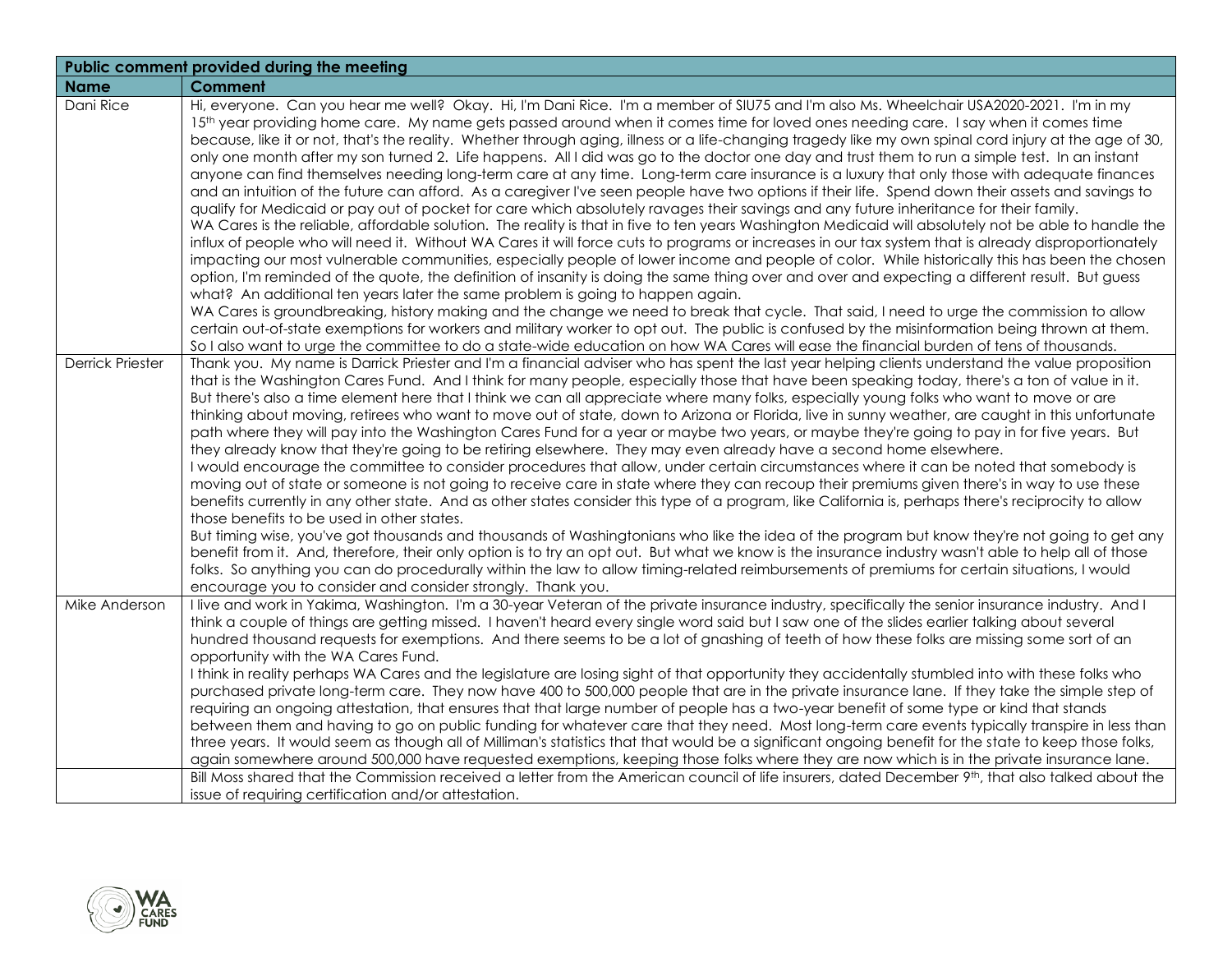| Public comment provided during the meeting | |
|---|---|
| **Name** | **Comment** |
| Dani Rice | Hi, everyone. Can you hear me well? Okay. Hi, I'm Dani Rice. I'm a member of SIU75 and I'm also Ms. Wheelchair USA2020-2021. I'm in my 15th year providing home care. My name gets passed around when it comes time for loved ones needing care. I say when it comes time because, like it or not, that's the reality. Whether through aging, illness or a life-changing tragedy like my own spinal cord injury at the age of 30, only one month after my son turned 2. Life happens. All I did was go to the doctor one day and trust them to run a simple test. In an instant anyone can find themselves needing long-term care at any time. Long-term care insurance is a luxury that only those with adequate finances and an intuition of the future can afford. As a caregiver I've seen people have two options if their life. Spend down their assets and savings to qualify for Medicaid or pay out of pocket for care which absolutely ravages their savings and any future inheritance for their family.<br>WA Cares is the reliable, affordable solution. The reality is that in five to ten years Washington Medicaid will absolutely not be able to handle the influx of people who will need it. Without WA Cares it will force cuts to programs or increases in our tax system that is already disproportionately impacting our most vulnerable communities, especially people of lower income and people of color. While historically this has been the chosen option, I'm reminded of the quote, the definition of insanity is doing the same thing over and over and expecting a different result. But guess what? An additional ten years later the same problem is going to happen again.<br>WA Cares is groundbreaking, history making and the change we need to break that cycle. That said, I need to urge the commission to allow certain out-of-state exemptions for workers and military worker to opt out. The public is confused by the misinformation being thrown at them. So I also want to urge the committee to do a state-wide education on how WA Cares will ease the financial burden of tens of thousands. |
| Derrick Priester | Thank you. My name is Darrick Priester and I'm a financial adviser who has spent the last year helping clients understand the value proposition that is the Washington Cares Fund. And I think for many people, especially those that have been speaking today, there's a ton of value in it. But there's also a time element here that I think we can all appreciate where many folks, especially young folks who want to move or are thinking about moving, retirees who want to move out of state, down to Arizona or Florida, live in sunny weather, are caught in this unfortunate path where they will pay into the Washington Cares Fund for a year or maybe two years, or maybe they're going to pay in for five years. But they already know that they're going to be retiring elsewhere. They may even already have a second home elsewhere.<br>I would encourage the committee to consider procedures that allow, under certain circumstances where it can be noted that somebody is moving out of state or someone is not going to receive care in state where they can recoup their premiums given there's in way to use these benefits currently in any other state. And as other states consider this type of a program, like California is, perhaps there's reciprocity to allow those benefits to be used in other states.<br>But timing wise, you've got thousands and thousands of Washingtonians who like the idea of the program but know they're not going to get any benefit from it. And, therefore, their only option is to try an opt out. But what we know is the insurance industry wasn't able to help all of those folks. So anything you can do procedurally within the law to allow timing-related reimbursements of premiums for certain situations, I would encourage you to consider and consider strongly. Thank you. |
| Mike Anderson | I live and work in Yakima, Washington. I'm a 30-year Veteran of the private insurance industry, specifically the senior insurance industry. And I think a couple of things are getting missed. I haven't heard every single word said but I saw one of the slides earlier talking about several hundred thousand requests for exemptions. And there seems to be a lot of gnashing of teeth of how these folks are missing some sort of an opportunity with the WA Cares Fund.<br>I think in reality perhaps WA Cares and the legislature are losing sight of that opportunity they accidentally stumbled into with these folks who purchased private long-term care. They now have 400 to 500,000 people that are in the private insurance lane. If they take the simple step of requiring an ongoing attestation, that ensures that that large number of people has a two-year benefit of some type or kind that stands between them and having to go on public funding for whatever care that they need. Most long-term care events typically transpire in less than three years. It would seem as though all of Milliman's statistics that that would be a significant ongoing benefit for the state to keep those folks, again somewhere around 500,000 have requested exemptions, keeping those folks where they are now which is in the private insurance lane. |
| | Bill Moss shared that the Commission received a letter from the American council of life insurers, dated December 9th, that also talked about the issue of requiring certification and/or attestation. |